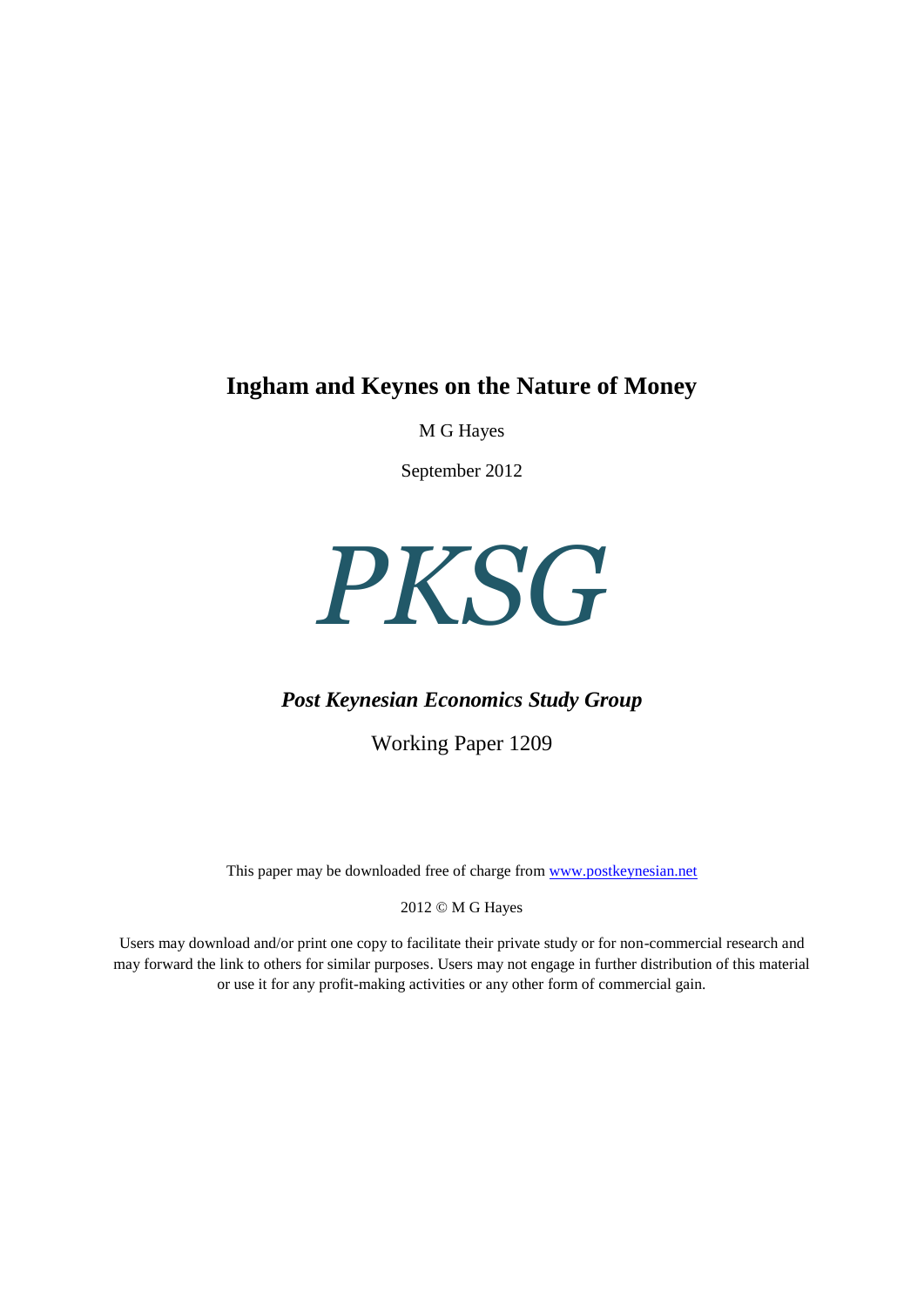# Ingham and Keynes on the Nature of Money

M G Hayes

September 2012

# *PKSG*

***Post Keynesian Economics Study Group***

Working Paper 1209

This paper may be downloaded free of charge from www.postkeynesian.net

2012 © M G Hayes

Users may download and/or print one copy to facilitate their private study or for non-commercial research and may forward the link to others for similar purposes. Users may not engage in further distribution of this material or use it for any profit-making activities or any other form of commercial gain.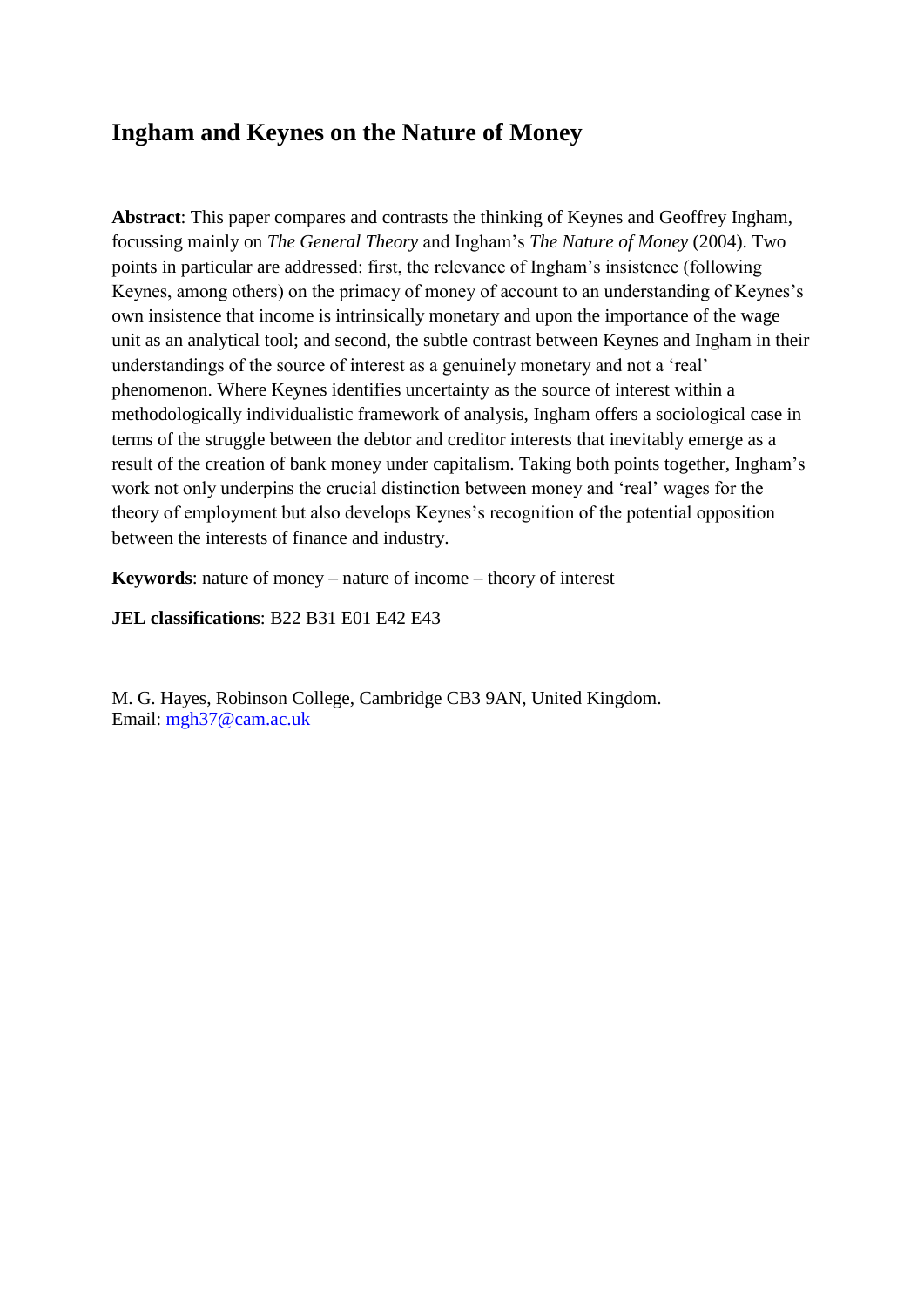# Ingham and Keynes on the Nature of Money

**Abstract**: This paper compares and contrasts the thinking of Keynes and Geoffrey Ingham, focussing mainly on *The General Theory* and Ingham's *The Nature of Money* (2004). Two points in particular are addressed: first, the relevance of Ingham's insistence (following Keynes, among others) on the primacy of money of account to an understanding of Keynes's own insistence that income is intrinsically monetary and upon the importance of the wage unit as an analytical tool; and second, the subtle contrast between Keynes and Ingham in their understandings of the source of interest as a genuinely monetary and not a 'real' phenomenon. Where Keynes identifies uncertainty as the source of interest within a methodologically individualistic framework of analysis, Ingham offers a sociological case in terms of the struggle between the debtor and creditor interests that inevitably emerge as a result of the creation of bank money under capitalism. Taking both points together, Ingham's work not only underpins the crucial distinction between money and 'real' wages for the theory of employment but also develops Keynes's recognition of the potential opposition between the interests of finance and industry.

**Keywords**: nature of money – nature of income – theory of interest

**JEL classifications**: B22 B31 E01 E42 E43

M. G. Hayes, Robinson College, Cambridge CB3 9AN, United Kingdom.
Email: mgh37@cam.ac.uk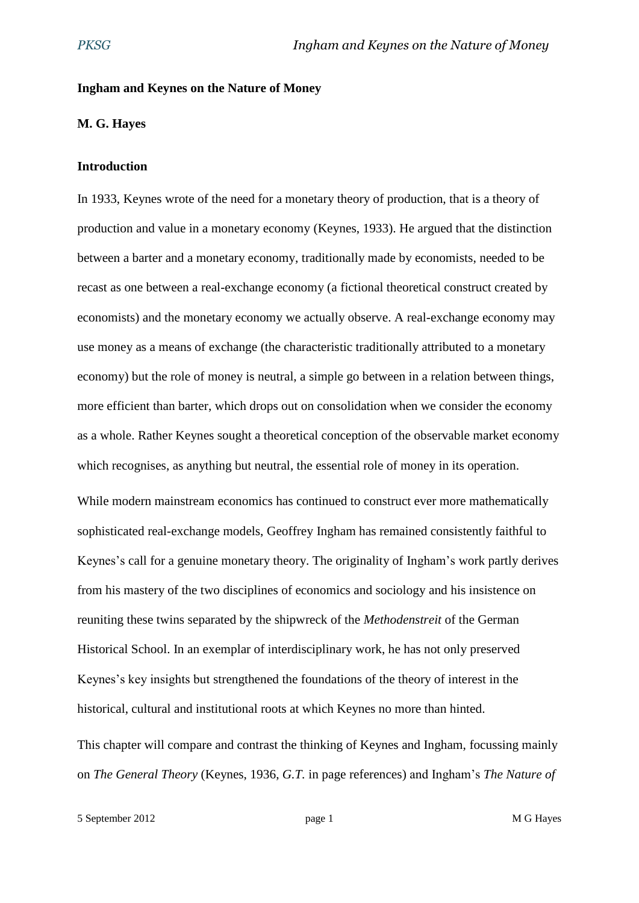**Ingham and Keynes on the Nature of Money**

**M. G. Hayes**

**Introduction**

In 1933, Keynes wrote of the need for a monetary theory of production, that is a theory of production and value in a monetary economy (Keynes, 1933). He argued that the distinction between a barter and a monetary economy, traditionally made by economists, needed to be recast as one between a real-exchange economy (a fictional theoretical construct created by economists) and the monetary economy we actually observe. A real-exchange economy may use money as a means of exchange (the characteristic traditionally attributed to a monetary economy) but the role of money is neutral, a simple go between in a relation between things, more efficient than barter, which drops out on consolidation when we consider the economy as a whole. Rather Keynes sought a theoretical conception of the observable market economy which recognises, as anything but neutral, the essential role of money in its operation.

While modern mainstream economics has continued to construct ever more mathematically sophisticated real-exchange models, Geoffrey Ingham has remained consistently faithful to Keynes's call for a genuine monetary theory. The originality of Ingham's work partly derives from his mastery of the two disciplines of economics and sociology and his insistence on reuniting these twins separated by the shipwreck of the *Methodenstreit* of the German Historical School. In an exemplar of interdisciplinary work, he has not only preserved Keynes's key insights but strengthened the foundations of the theory of interest in the historical, cultural and institutional roots at which Keynes no more than hinted.

This chapter will compare and contrast the thinking of Keynes and Ingham, focussing mainly on *The General Theory* (Keynes, 1936, *G.T.* in page references) and Ingham's *The Nature of*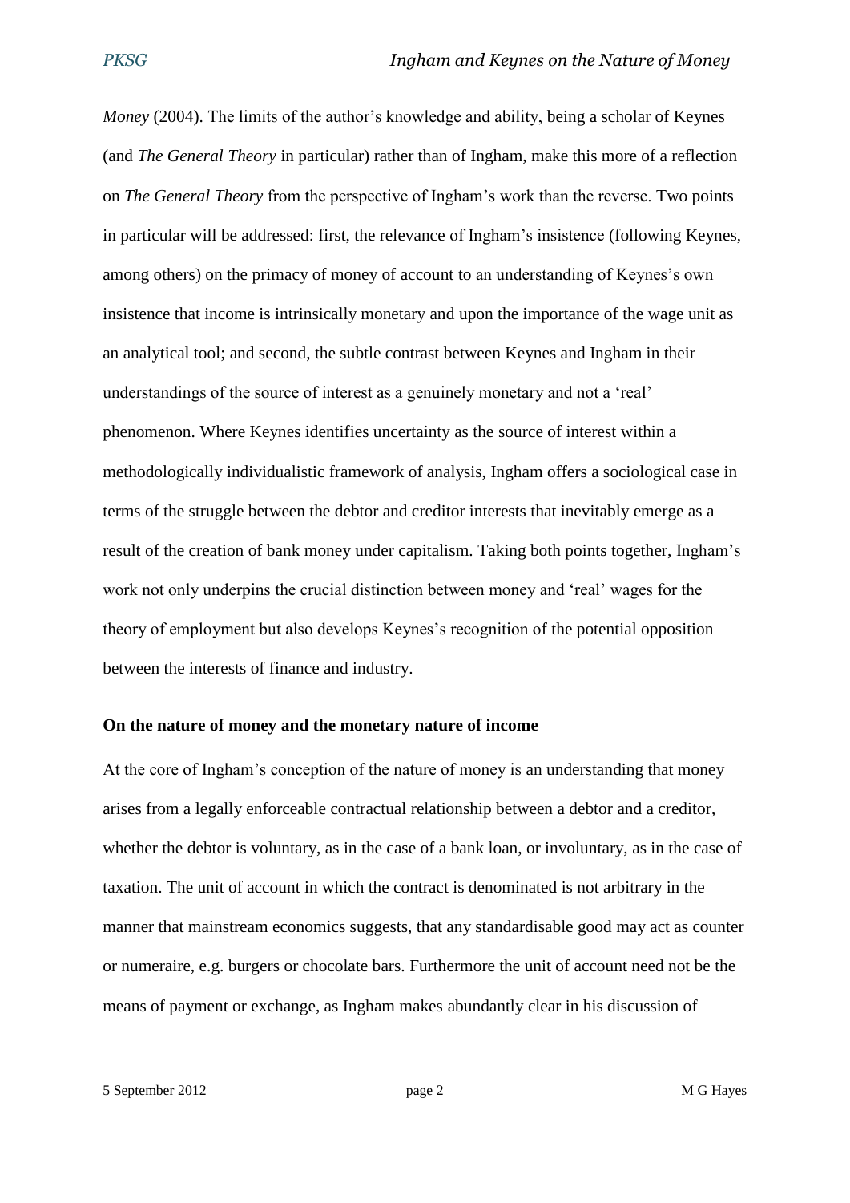*Money* (2004). The limits of the author's knowledge and ability, being a scholar of Keynes (and *The General Theory* in particular) rather than of Ingham, make this more of a reflection on *The General Theory* from the perspective of Ingham's work than the reverse. Two points in particular will be addressed: first, the relevance of Ingham's insistence (following Keynes, among others) on the primacy of money of account to an understanding of Keynes's own insistence that income is intrinsically monetary and upon the importance of the wage unit as an analytical tool; and second, the subtle contrast between Keynes and Ingham in their understandings of the source of interest as a genuinely monetary and not a 'real' phenomenon. Where Keynes identifies uncertainty as the source of interest within a methodologically individualistic framework of analysis, Ingham offers a sociological case in terms of the struggle between the debtor and creditor interests that inevitably emerge as a result of the creation of bank money under capitalism. Taking both points together, Ingham's work not only underpins the crucial distinction between money and 'real' wages for the theory of employment but also develops Keynes's recognition of the potential opposition between the interests of finance and industry.

**On the nature of money and the monetary nature of income**

At the core of Ingham's conception of the nature of money is an understanding that money arises from a legally enforceable contractual relationship between a debtor and a creditor, whether the debtor is voluntary, as in the case of a bank loan, or involuntary, as in the case of taxation. The unit of account in which the contract is denominated is not arbitrary in the manner that mainstream economics suggests, that any standardisable good may act as counter or numeraire, e.g. burgers or chocolate bars. Furthermore the unit of account need not be the means of payment or exchange, as Ingham makes abundantly clear in his discussion of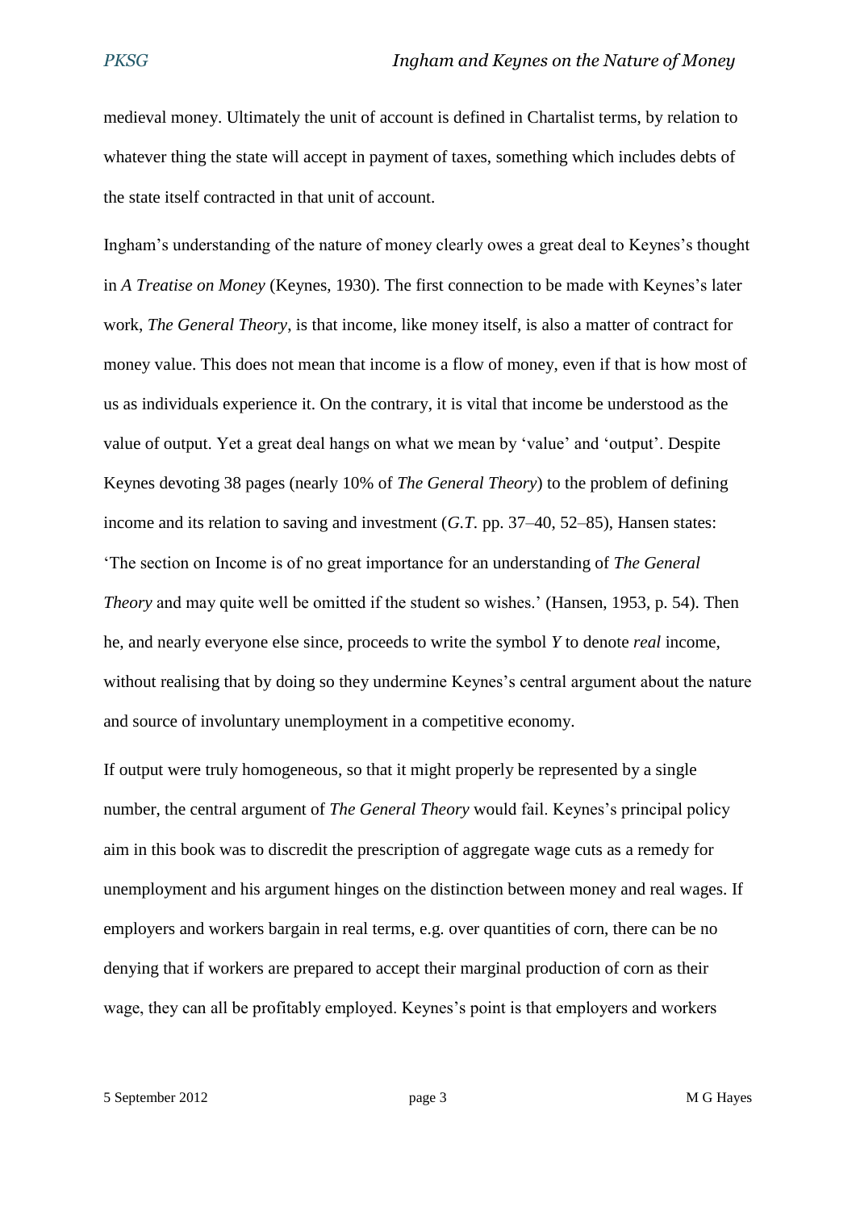medieval money. Ultimately the unit of account is defined in Chartalist terms, by relation to whatever thing the state will accept in payment of taxes, something which includes debts of the state itself contracted in that unit of account.

Ingham's understanding of the nature of money clearly owes a great deal to Keynes's thought in *A Treatise on Money* (Keynes, 1930). The first connection to be made with Keynes's later work, *The General Theory*, is that income, like money itself, is also a matter of contract for money value. This does not mean that income is a flow of money, even if that is how most of us as individuals experience it. On the contrary, it is vital that income be understood as the value of output. Yet a great deal hangs on what we mean by 'value' and 'output'. Despite Keynes devoting 38 pages (nearly 10% of *The General Theory*) to the problem of defining income and its relation to saving and investment (*G.T.* pp. 37–40, 52–85), Hansen states: 'The section on Income is of no great importance for an understanding of *The General Theory* and may quite well be omitted if the student so wishes.' (Hansen, 1953, p. 54). Then he, and nearly everyone else since, proceeds to write the symbol *Y* to denote *real* income, without realising that by doing so they undermine Keynes's central argument about the nature and source of involuntary unemployment in a competitive economy.

If output were truly homogeneous, so that it might properly be represented by a single number, the central argument of *The General Theory* would fail. Keynes's principal policy aim in this book was to discredit the prescription of aggregate wage cuts as a remedy for unemployment and his argument hinges on the distinction between money and real wages. If employers and workers bargain in real terms, e.g. over quantities of corn, there can be no denying that if workers are prepared to accept their marginal production of corn as their wage, they can all be profitably employed. Keynes's point is that employers and workers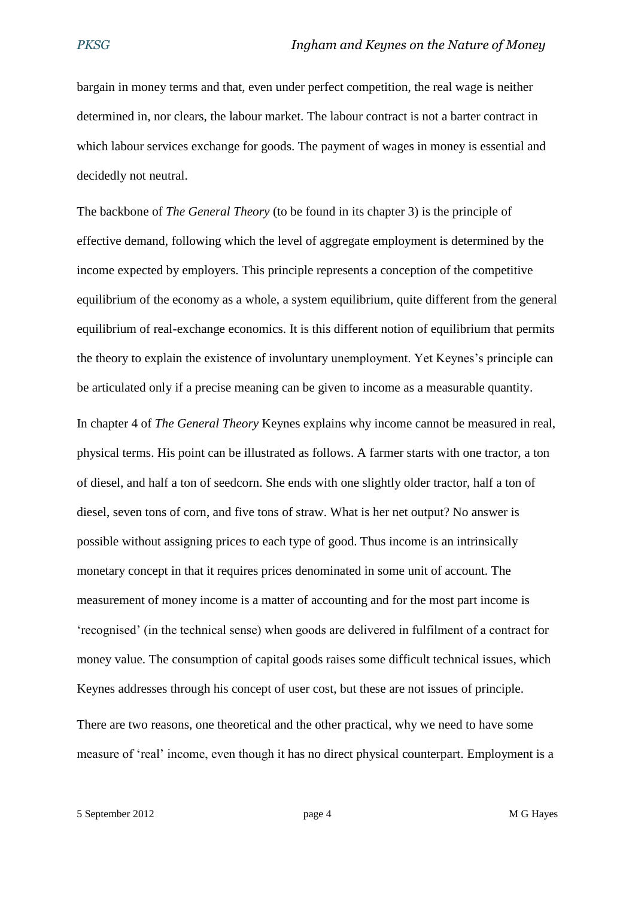bargain in money terms and that, even under perfect competition, the real wage is neither determined in, nor clears, the labour market. The labour contract is not a barter contract in which labour services exchange for goods. The payment of wages in money is essential and decidedly not neutral.

The backbone of *The General Theory* (to be found in its chapter 3) is the principle of effective demand, following which the level of aggregate employment is determined by the income expected by employers. This principle represents a conception of the competitive equilibrium of the economy as a whole, a system equilibrium, quite different from the general equilibrium of real-exchange economics. It is this different notion of equilibrium that permits the theory to explain the existence of involuntary unemployment. Yet Keynes's principle can be articulated only if a precise meaning can be given to income as a measurable quantity.

In chapter 4 of *The General Theory* Keynes explains why income cannot be measured in real, physical terms. His point can be illustrated as follows. A farmer starts with one tractor, a ton of diesel, and half a ton of seedcorn. She ends with one slightly older tractor, half a ton of diesel, seven tons of corn, and five tons of straw. What is her net output? No answer is possible without assigning prices to each type of good. Thus income is an intrinsically monetary concept in that it requires prices denominated in some unit of account. The measurement of money income is a matter of accounting and for the most part income is 'recognised' (in the technical sense) when goods are delivered in fulfilment of a contract for money value. The consumption of capital goods raises some difficult technical issues, which Keynes addresses through his concept of user cost, but these are not issues of principle.

There are two reasons, one theoretical and the other practical, why we need to have some measure of 'real' income, even though it has no direct physical counterpart. Employment is a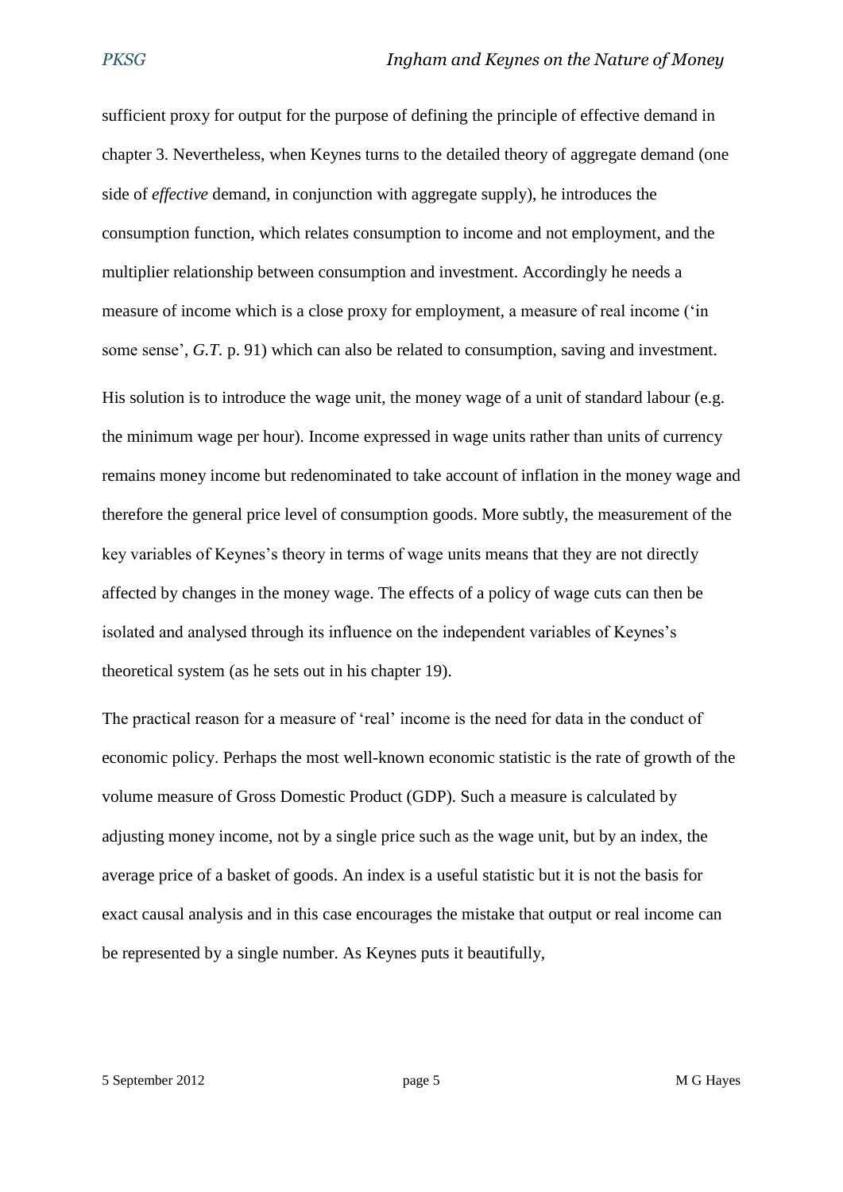sufficient proxy for output for the purpose of defining the principle of effective demand in chapter 3. Nevertheless, when Keynes turns to the detailed theory of aggregate demand (one side of *effective* demand, in conjunction with aggregate supply), he introduces the consumption function, which relates consumption to income and not employment, and the multiplier relationship between consumption and investment. Accordingly he needs a measure of income which is a close proxy for employment, a measure of real income ('in some sense', *G.T.* p. 91) which can also be related to consumption, saving and investment.

His solution is to introduce the wage unit, the money wage of a unit of standard labour (e.g. the minimum wage per hour). Income expressed in wage units rather than units of currency remains money income but redenominated to take account of inflation in the money wage and therefore the general price level of consumption goods. More subtly, the measurement of the key variables of Keynes's theory in terms of wage units means that they are not directly affected by changes in the money wage. The effects of a policy of wage cuts can then be isolated and analysed through its influence on the independent variables of Keynes's theoretical system (as he sets out in his chapter 19).

The practical reason for a measure of 'real' income is the need for data in the conduct of economic policy. Perhaps the most well-known economic statistic is the rate of growth of the volume measure of Gross Domestic Product (GDP). Such a measure is calculated by adjusting money income, not by a single price such as the wage unit, but by an index, the average price of a basket of goods. An index is a useful statistic but it is not the basis for exact causal analysis and in this case encourages the mistake that output or real income can be represented by a single number. As Keynes puts it beautifully,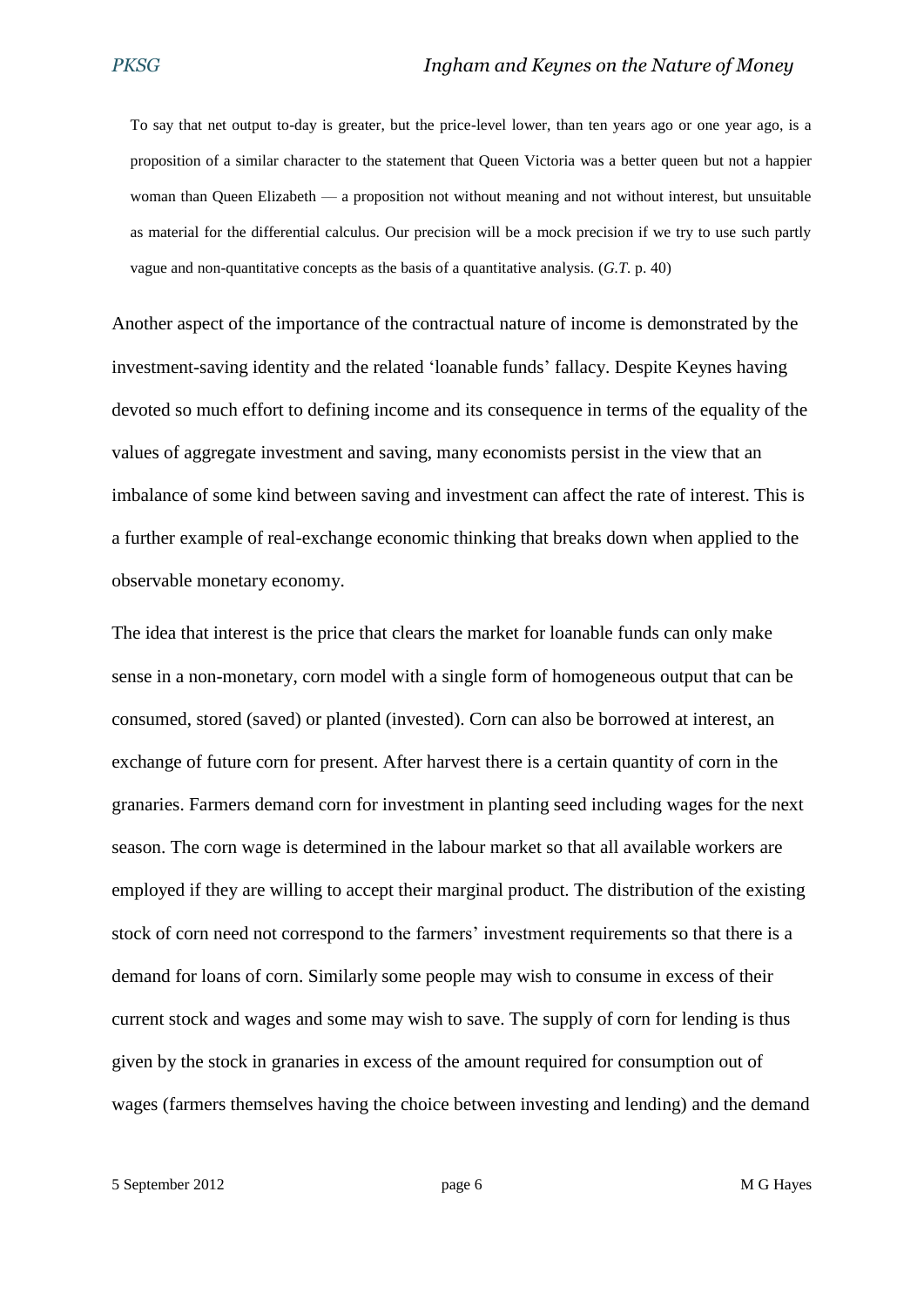> To say that net output to-day is greater, but the price-level lower, than ten years ago or one year ago, is a proposition of a similar character to the statement that Queen Victoria was a better queen but not a happier woman than Queen Elizabeth — a proposition not without meaning and not without interest, but unsuitable as material for the differential calculus. Our precision will be a mock precision if we try to use such partly vague and non-quantitative concepts as the basis of a quantitative analysis. (*G.T.* p. 40)

Another aspect of the importance of the contractual nature of income is demonstrated by the investment-saving identity and the related 'loanable funds' fallacy. Despite Keynes having devoted so much effort to defining income and its consequence in terms of the equality of the values of aggregate investment and saving, many economists persist in the view that an imbalance of some kind between saving and investment can affect the rate of interest. This is a further example of real-exchange economic thinking that breaks down when applied to the observable monetary economy.

The idea that interest is the price that clears the market for loanable funds can only make sense in a non-monetary, corn model with a single form of homogeneous output that can be consumed, stored (saved) or planted (invested). Corn can also be borrowed at interest, an exchange of future corn for present. After harvest there is a certain quantity of corn in the granaries. Farmers demand corn for investment in planting seed including wages for the next season. The corn wage is determined in the labour market so that all available workers are employed if they are willing to accept their marginal product. The distribution of the existing stock of corn need not correspond to the farmers' investment requirements so that there is a demand for loans of corn. Similarly some people may wish to consume in excess of their current stock and wages and some may wish to save. The supply of corn for lending is thus given by the stock in granaries in excess of the amount required for consumption out of wages (farmers themselves having the choice between investing and lending) and the demand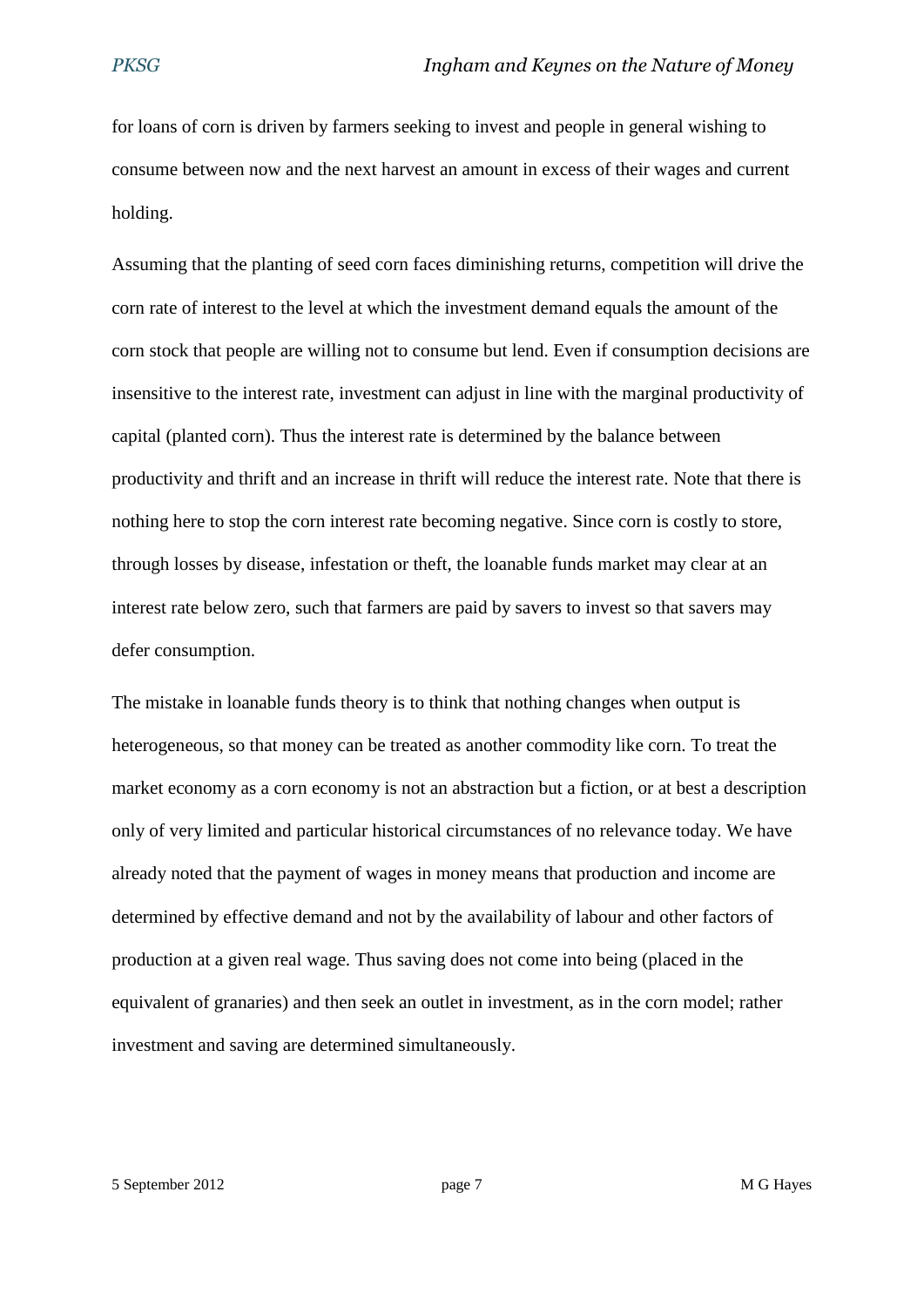for loans of corn is driven by farmers seeking to invest and people in general wishing to consume between now and the next harvest an amount in excess of their wages and current holding.

Assuming that the planting of seed corn faces diminishing returns, competition will drive the corn rate of interest to the level at which the investment demand equals the amount of the corn stock that people are willing not to consume but lend. Even if consumption decisions are insensitive to the interest rate, investment can adjust in line with the marginal productivity of capital (planted corn). Thus the interest rate is determined by the balance between productivity and thrift and an increase in thrift will reduce the interest rate. Note that there is nothing here to stop the corn interest rate becoming negative. Since corn is costly to store, through losses by disease, infestation or theft, the loanable funds market may clear at an interest rate below zero, such that farmers are paid by savers to invest so that savers may defer consumption.

The mistake in loanable funds theory is to think that nothing changes when output is heterogeneous, so that money can be treated as another commodity like corn. To treat the market economy as a corn economy is not an abstraction but a fiction, or at best a description only of very limited and particular historical circumstances of no relevance today. We have already noted that the payment of wages in money means that production and income are determined by effective demand and not by the availability of labour and other factors of production at a given real wage. Thus saving does not come into being (placed in the equivalent of granaries) and then seek an outlet in investment, as in the corn model; rather investment and saving are determined simultaneously.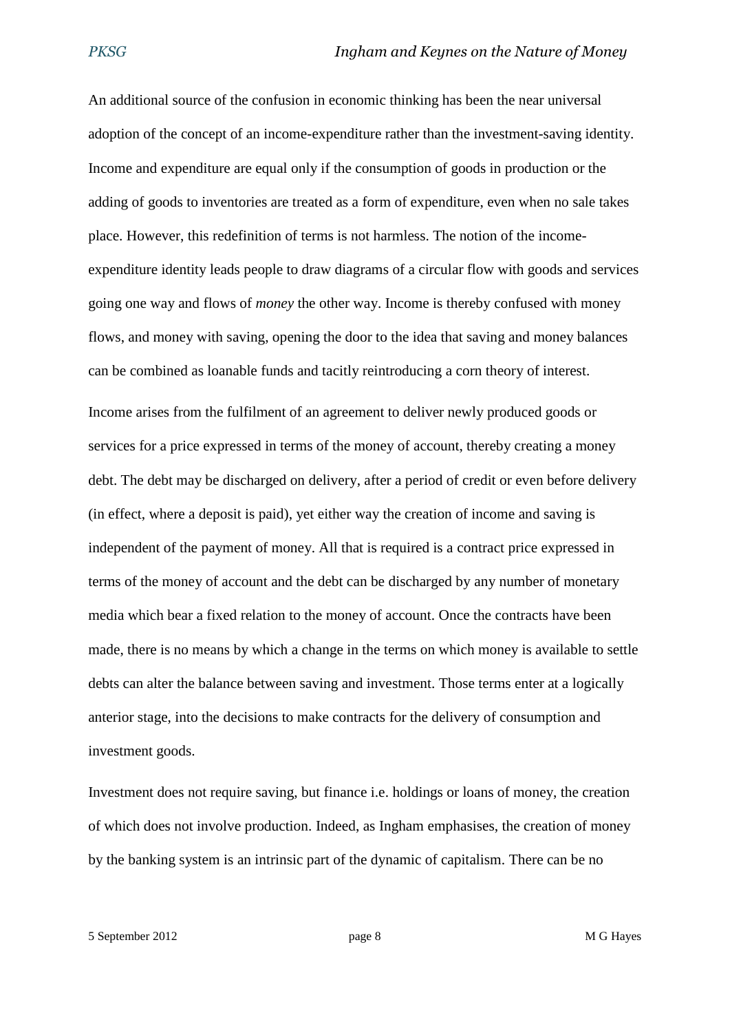An additional source of the confusion in economic thinking has been the near universal adoption of the concept of an income-expenditure rather than the investment-saving identity. Income and expenditure are equal only if the consumption of goods in production or the adding of goods to inventories are treated as a form of expenditure, even when no sale takes place. However, this redefinition of terms is not harmless. The notion of the income-expenditure identity leads people to draw diagrams of a circular flow with goods and services going one way and flows of *money* the other way. Income is thereby confused with money flows, and money with saving, opening the door to the idea that saving and money balances can be combined as loanable funds and tacitly reintroducing a corn theory of interest.

Income arises from the fulfilment of an agreement to deliver newly produced goods or services for a price expressed in terms of the money of account, thereby creating a money debt. The debt may be discharged on delivery, after a period of credit or even before delivery (in effect, where a deposit is paid), yet either way the creation of income and saving is independent of the payment of money. All that is required is a contract price expressed in terms of the money of account and the debt can be discharged by any number of monetary media which bear a fixed relation to the money of account. Once the contracts have been made, there is no means by which a change in the terms on which money is available to settle debts can alter the balance between saving and investment. Those terms enter at a logically anterior stage, into the decisions to make contracts for the delivery of consumption and investment goods.

Investment does not require saving, but finance i.e. holdings or loans of money, the creation of which does not involve production. Indeed, as Ingham emphasises, the creation of money by the banking system is an intrinsic part of the dynamic of capitalism. There can be no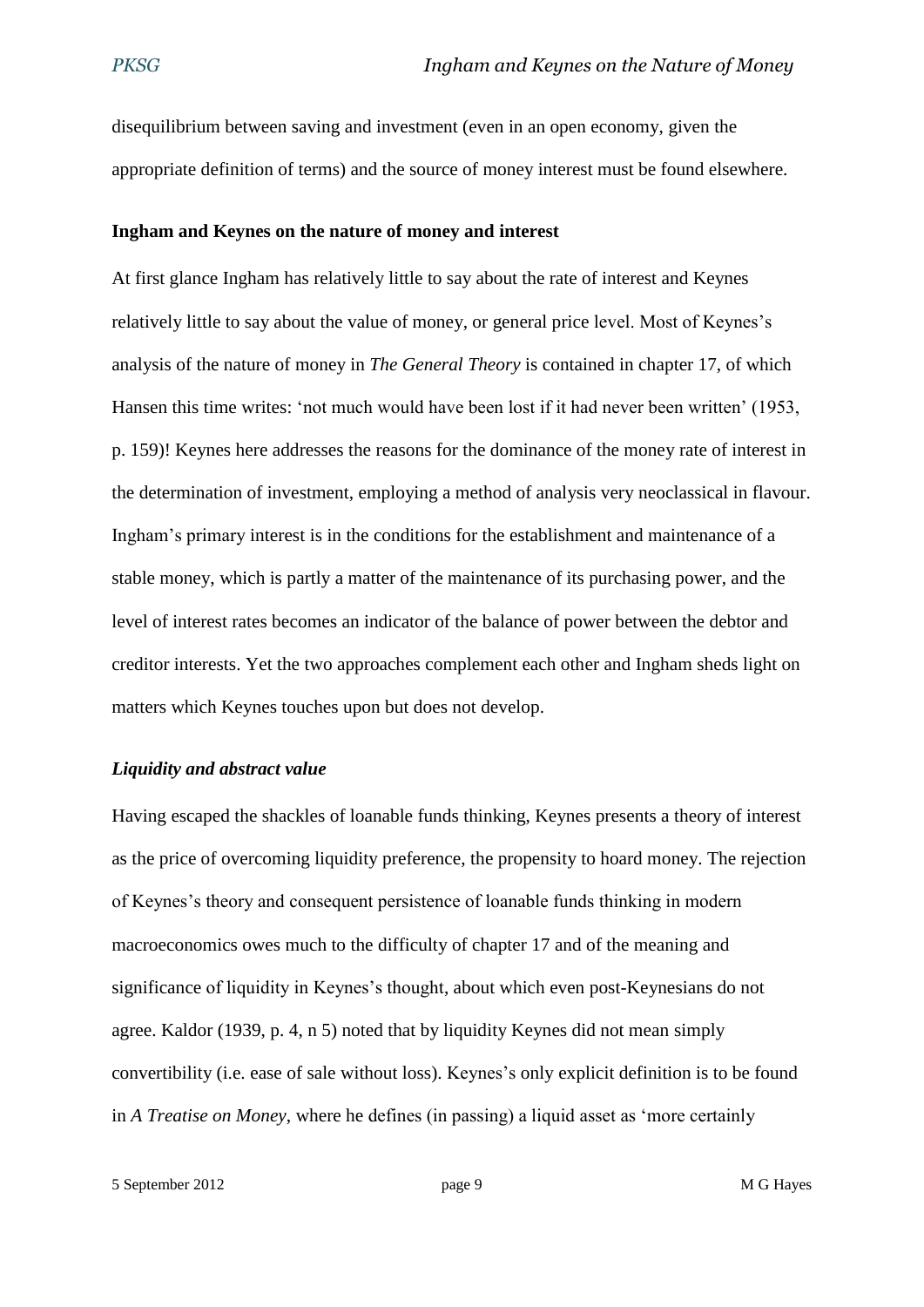disequilibrium between saving and investment (even in an open economy, given the appropriate definition of terms) and the source of money interest must be found elsewhere.

### Ingham and Keynes on the nature of money and interest

At first glance Ingham has relatively little to say about the rate of interest and Keynes relatively little to say about the value of money, or general price level. Most of Keynes's analysis of the nature of money in *The General Theory* is contained in chapter 17, of which Hansen this time writes: 'not much would have been lost if it had never been written' (1953, p. 159)! Keynes here addresses the reasons for the dominance of the money rate of interest in the determination of investment, employing a method of analysis very neoclassical in flavour. Ingham's primary interest is in the conditions for the establishment and maintenance of a stable money, which is partly a matter of the maintenance of its purchasing power, and the level of interest rates becomes an indicator of the balance of power between the debtor and creditor interests. Yet the two approaches complement each other and Ingham sheds light on matters which Keynes touches upon but does not develop.

#### *Liquidity and abstract value*

Having escaped the shackles of loanable funds thinking, Keynes presents a theory of interest as the price of overcoming liquidity preference, the propensity to hoard money. The rejection of Keynes's theory and consequent persistence of loanable funds thinking in modern macroeconomics owes much to the difficulty of chapter 17 and of the meaning and significance of liquidity in Keynes's thought, about which even post-Keynesians do not agree. Kaldor (1939, p. 4, n 5) noted that by liquidity Keynes did not mean simply convertibility (i.e. ease of sale without loss). Keynes's only explicit definition is to be found in *A Treatise on Money*, where he defines (in passing) a liquid asset as 'more certainly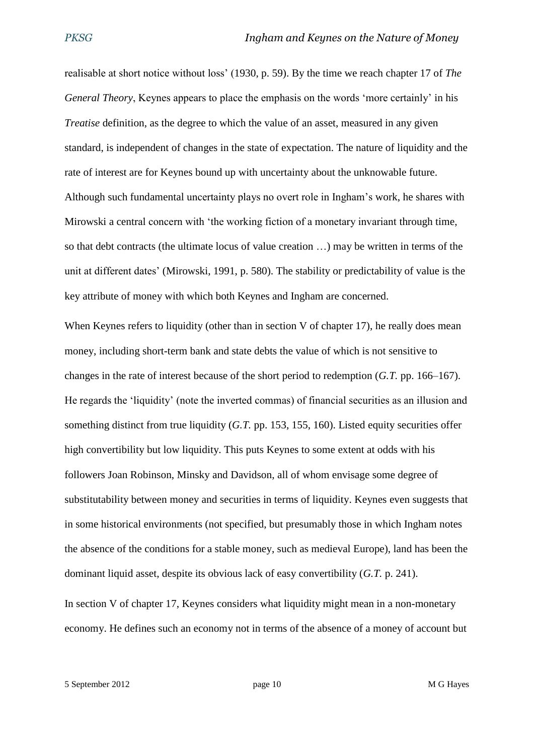realisable at short notice without loss' (1930, p. 59). By the time we reach chapter 17 of *The General Theory*, Keynes appears to place the emphasis on the words 'more certainly' in his *Treatise* definition, as the degree to which the value of an asset, measured in any given standard, is independent of changes in the state of expectation. The nature of liquidity and the rate of interest are for Keynes bound up with uncertainty about the unknowable future. Although such fundamental uncertainty plays no overt role in Ingham's work, he shares with Mirowski a central concern with 'the working fiction of a monetary invariant through time, so that debt contracts (the ultimate locus of value creation …) may be written in terms of the unit at different dates' (Mirowski, 1991, p. 580). The stability or predictability of value is the key attribute of money with which both Keynes and Ingham are concerned.

When Keynes refers to liquidity (other than in section V of chapter 17), he really does mean money, including short-term bank and state debts the value of which is not sensitive to changes in the rate of interest because of the short period to redemption (*G.T.* pp. 166–167). He regards the 'liquidity' (note the inverted commas) of financial securities as an illusion and something distinct from true liquidity (*G.T.* pp. 153, 155, 160). Listed equity securities offer high convertibility but low liquidity. This puts Keynes to some extent at odds with his followers Joan Robinson, Minsky and Davidson, all of whom envisage some degree of substitutability between money and securities in terms of liquidity. Keynes even suggests that in some historical environments (not specified, but presumably those in which Ingham notes the absence of the conditions for a stable money, such as medieval Europe), land has been the dominant liquid asset, despite its obvious lack of easy convertibility (*G.T.* p. 241).

In section V of chapter 17, Keynes considers what liquidity might mean in a non-monetary economy. He defines such an economy not in terms of the absence of a money of account but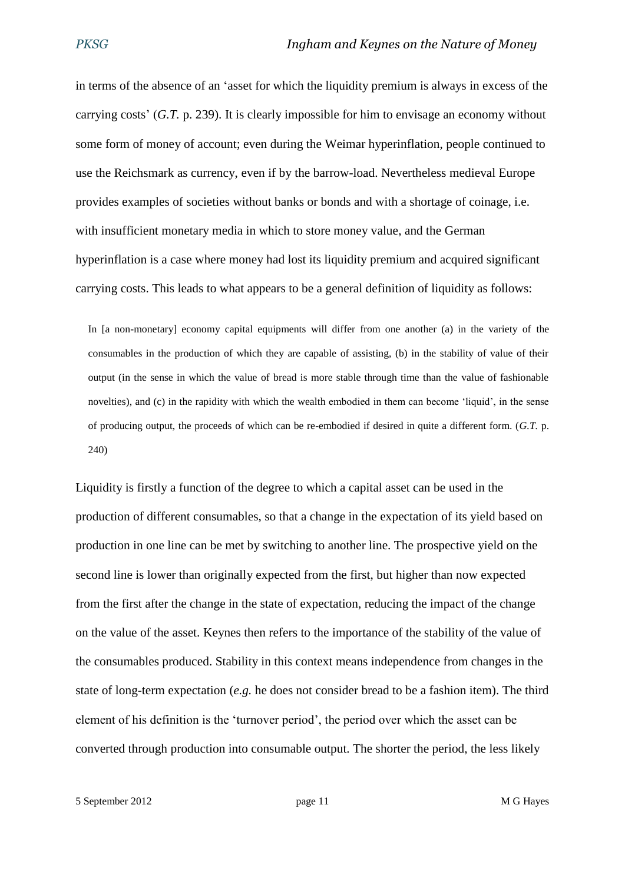in terms of the absence of an 'asset for which the liquidity premium is always in excess of the carrying costs' (*G.T.* p. 239). It is clearly impossible for him to envisage an economy without some form of money of account; even during the Weimar hyperinflation, people continued to use the Reichsmark as currency, even if by the barrow-load. Nevertheless medieval Europe provides examples of societies without banks or bonds and with a shortage of coinage, i.e. with insufficient monetary media in which to store money value, and the German hyperinflation is a case where money had lost its liquidity premium and acquired significant carrying costs. This leads to what appears to be a general definition of liquidity as follows:

> In [a non-monetary] economy capital equipments will differ from one another (a) in the variety of the consumables in the production of which they are capable of assisting, (b) in the stability of value of their output (in the sense in which the value of bread is more stable through time than the value of fashionable novelties), and (c) in the rapidity with which the wealth embodied in them can become 'liquid', in the sense of producing output, the proceeds of which can be re-embodied if desired in quite a different form. (*G.T.* p. 240)

Liquidity is firstly a function of the degree to which a capital asset can be used in the production of different consumables, so that a change in the expectation of its yield based on production in one line can be met by switching to another line. The prospective yield on the second line is lower than originally expected from the first, but higher than now expected from the first after the change in the state of expectation, reducing the impact of the change on the value of the asset. Keynes then refers to the importance of the stability of the value of the consumables produced. Stability in this context means independence from changes in the state of long-term expectation (*e.g.* he does not consider bread to be a fashion item). The third element of his definition is the 'turnover period', the period over which the asset can be converted through production into consumable output. The shorter the period, the less likely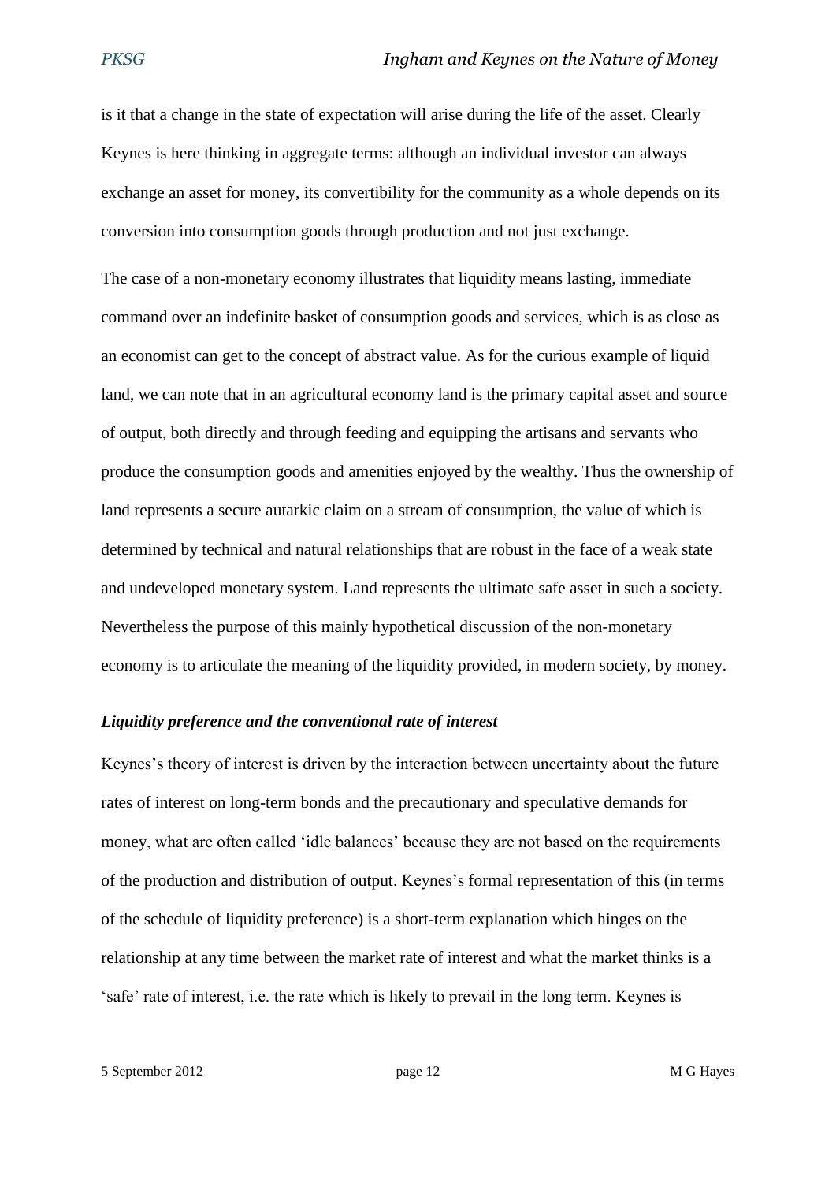is it that a change in the state of expectation will arise during the life of the asset. Clearly Keynes is here thinking in aggregate terms: although an individual investor can always exchange an asset for money, its convertibility for the community as a whole depends on its conversion into consumption goods through production and not just exchange.

The case of a non-monetary economy illustrates that liquidity means lasting, immediate command over an indefinite basket of consumption goods and services, which is as close as an economist can get to the concept of abstract value. As for the curious example of liquid land, we can note that in an agricultural economy land is the primary capital asset and source of output, both directly and through feeding and equipping the artisans and servants who produce the consumption goods and amenities enjoyed by the wealthy. Thus the ownership of land represents a secure autarkic claim on a stream of consumption, the value of which is determined by technical and natural relationships that are robust in the face of a weak state and undeveloped monetary system. Land represents the ultimate safe asset in such a society. Nevertheless the purpose of this mainly hypothetical discussion of the non-monetary economy is to articulate the meaning of the liquidity provided, in modern society, by money.

### *Liquidity preference and the conventional rate of interest*

Keynes's theory of interest is driven by the interaction between uncertainty about the future rates of interest on long-term bonds and the precautionary and speculative demands for money, what are often called 'idle balances' because they are not based on the requirements of the production and distribution of output. Keynes's formal representation of this (in terms of the schedule of liquidity preference) is a short-term explanation which hinges on the relationship at any time between the market rate of interest and what the market thinks is a 'safe' rate of interest, i.e. the rate which is likely to prevail in the long term. Keynes is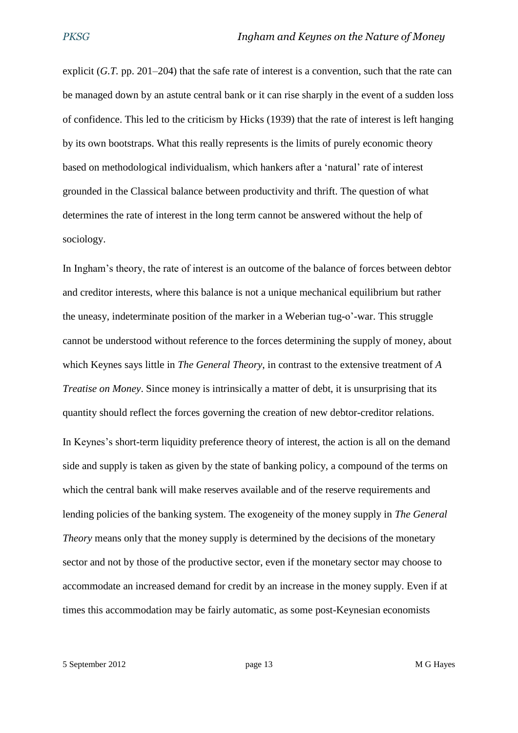explicit (*G.T.* pp. 201–204) that the safe rate of interest is a convention, such that the rate can be managed down by an astute central bank or it can rise sharply in the event of a sudden loss of confidence. This led to the criticism by Hicks (1939) that the rate of interest is left hanging by its own bootstraps. What this really represents is the limits of purely economic theory based on methodological individualism, which hankers after a 'natural' rate of interest grounded in the Classical balance between productivity and thrift. The question of what determines the rate of interest in the long term cannot be answered without the help of sociology.

In Ingham's theory, the rate of interest is an outcome of the balance of forces between debtor and creditor interests, where this balance is not a unique mechanical equilibrium but rather the uneasy, indeterminate position of the marker in a Weberian tug-o'-war. This struggle cannot be understood without reference to the forces determining the supply of money, about which Keynes says little in *The General Theory*, in contrast to the extensive treatment of *A Treatise on Money*. Since money is intrinsically a matter of debt, it is unsurprising that its quantity should reflect the forces governing the creation of new debtor-creditor relations.

In Keynes's short-term liquidity preference theory of interest, the action is all on the demand side and supply is taken as given by the state of banking policy, a compound of the terms on which the central bank will make reserves available and of the reserve requirements and lending policies of the banking system. The exogeneity of the money supply in *The General Theory* means only that the money supply is determined by the decisions of the monetary sector and not by those of the productive sector, even if the monetary sector may choose to accommodate an increased demand for credit by an increase in the money supply. Even if at times this accommodation may be fairly automatic, as some post-Keynesian economists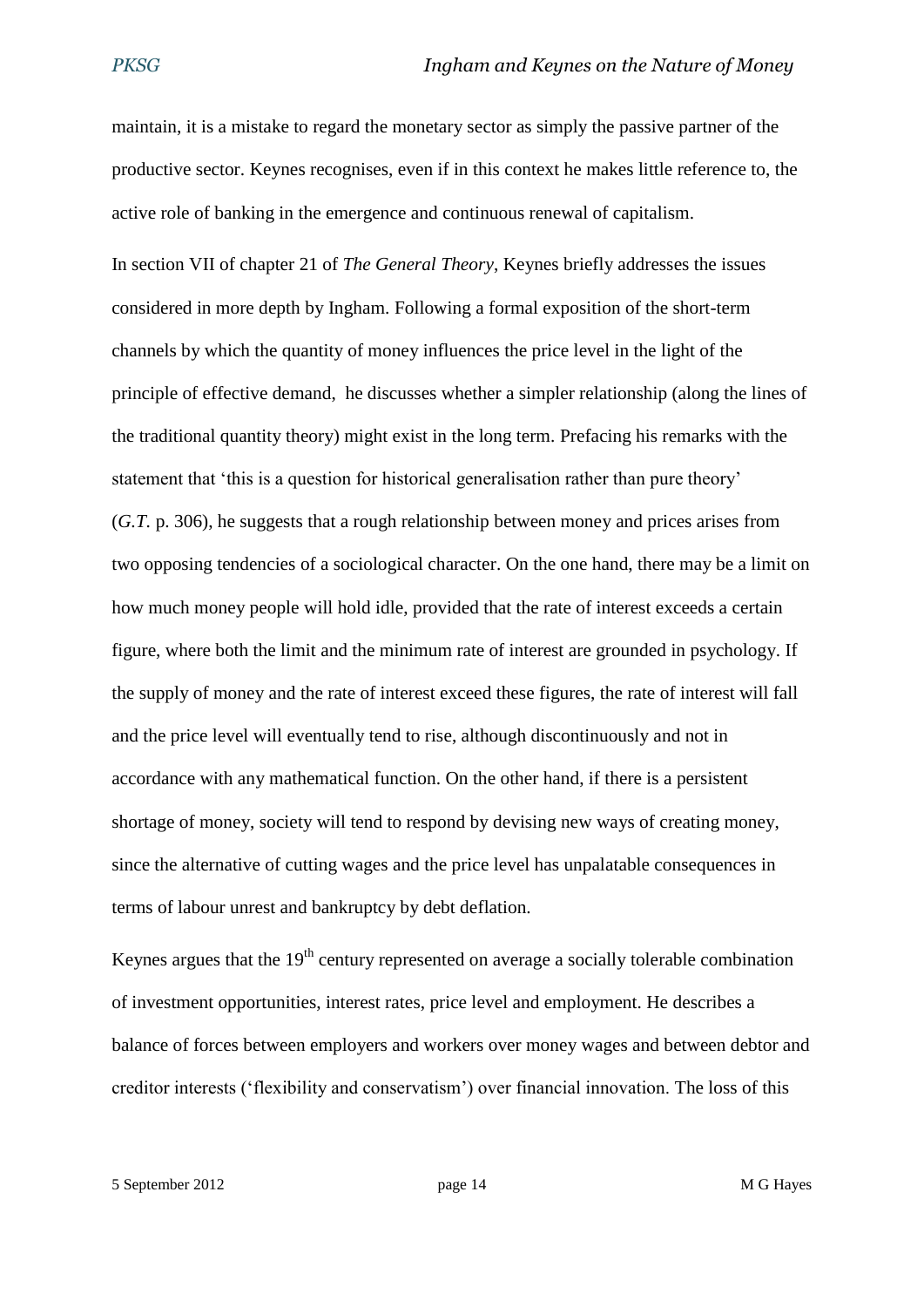maintain, it is a mistake to regard the monetary sector as simply the passive partner of the productive sector. Keynes recognises, even if in this context he makes little reference to, the active role of banking in the emergence and continuous renewal of capitalism.

In section VII of chapter 21 of *The General Theory*, Keynes briefly addresses the issues considered in more depth by Ingham. Following a formal exposition of the short-term channels by which the quantity of money influences the price level in the light of the principle of effective demand, he discusses whether a simpler relationship (along the lines of the traditional quantity theory) might exist in the long term. Prefacing his remarks with the statement that 'this is a question for historical generalisation rather than pure theory' (*G.T.* p. 306), he suggests that a rough relationship between money and prices arises from two opposing tendencies of a sociological character. On the one hand, there may be a limit on how much money people will hold idle, provided that the rate of interest exceeds a certain figure, where both the limit and the minimum rate of interest are grounded in psychology. If the supply of money and the rate of interest exceed these figures, the rate of interest will fall and the price level will eventually tend to rise, although discontinuously and not in accordance with any mathematical function. On the other hand, if there is a persistent shortage of money, society will tend to respond by devising new ways of creating money, since the alternative of cutting wages and the price level has unpalatable consequences in terms of labour unrest and bankruptcy by debt deflation.

Keynes argues that the 19th century represented on average a socially tolerable combination of investment opportunities, interest rates, price level and employment. He describes a balance of forces between employers and workers over money wages and between debtor and creditor interests ('flexibility and conservatism') over financial innovation. The loss of this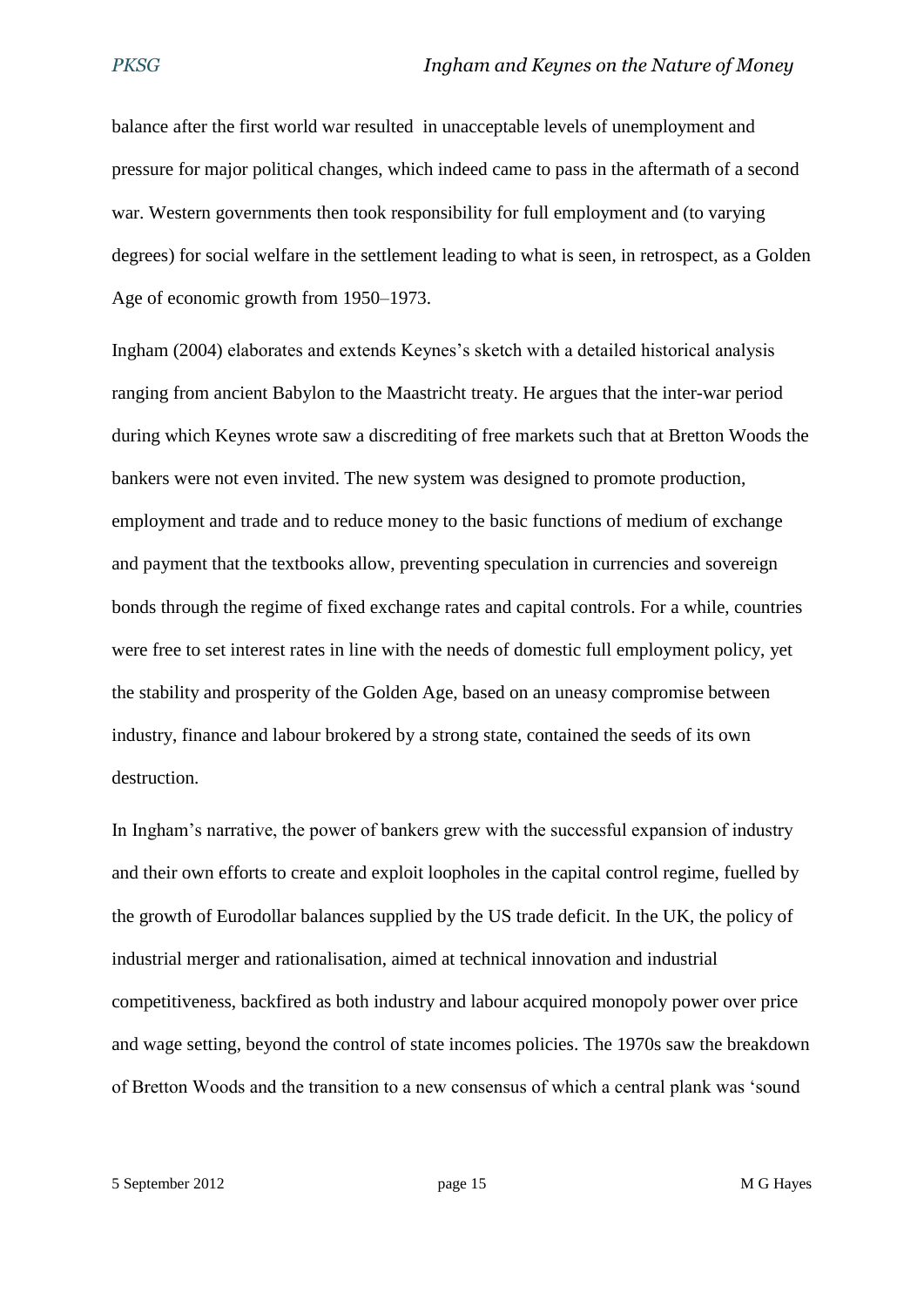balance after the first world war resulted in unacceptable levels of unemployment and pressure for major political changes, which indeed came to pass in the aftermath of a second war. Western governments then took responsibility for full employment and (to varying degrees) for social welfare in the settlement leading to what is seen, in retrospect, as a Golden Age of economic growth from 1950–1973.

Ingham (2004) elaborates and extends Keynes's sketch with a detailed historical analysis ranging from ancient Babylon to the Maastricht treaty. He argues that the inter-war period during which Keynes wrote saw a discrediting of free markets such that at Bretton Woods the bankers were not even invited. The new system was designed to promote production, employment and trade and to reduce money to the basic functions of medium of exchange and payment that the textbooks allow, preventing speculation in currencies and sovereign bonds through the regime of fixed exchange rates and capital controls. For a while, countries were free to set interest rates in line with the needs of domestic full employment policy, yet the stability and prosperity of the Golden Age, based on an uneasy compromise between industry, finance and labour brokered by a strong state, contained the seeds of its own destruction.

In Ingham's narrative, the power of bankers grew with the successful expansion of industry and their own efforts to create and exploit loopholes in the capital control regime, fuelled by the growth of Eurodollar balances supplied by the US trade deficit. In the UK, the policy of industrial merger and rationalisation, aimed at technical innovation and industrial competitiveness, backfired as both industry and labour acquired monopoly power over price and wage setting, beyond the control of state incomes policies. The 1970s saw the breakdown of Bretton Woods and the transition to a new consensus of which a central plank was 'sound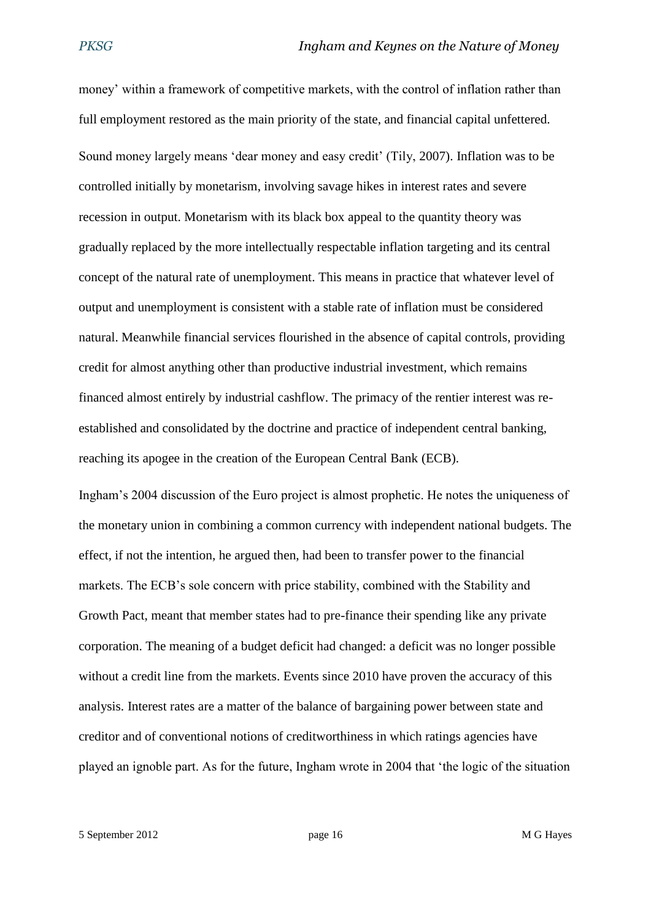money' within a framework of competitive markets, with the control of inflation rather than full employment restored as the main priority of the state, and financial capital unfettered.

Sound money largely means 'dear money and easy credit' (Tily, 2007). Inflation was to be controlled initially by monetarism, involving savage hikes in interest rates and severe recession in output. Monetarism with its black box appeal to the quantity theory was gradually replaced by the more intellectually respectable inflation targeting and its central concept of the natural rate of unemployment. This means in practice that whatever level of output and unemployment is consistent with a stable rate of inflation must be considered natural. Meanwhile financial services flourished in the absence of capital controls, providing credit for almost anything other than productive industrial investment, which remains financed almost entirely by industrial cashflow. The primacy of the rentier interest was re-established and consolidated by the doctrine and practice of independent central banking, reaching its apogee in the creation of the European Central Bank (ECB).

Ingham's 2004 discussion of the Euro project is almost prophetic. He notes the uniqueness of the monetary union in combining a common currency with independent national budgets. The effect, if not the intention, he argued then, had been to transfer power to the financial markets. The ECB's sole concern with price stability, combined with the Stability and Growth Pact, meant that member states had to pre-finance their spending like any private corporation. The meaning of a budget deficit had changed: a deficit was no longer possible without a credit line from the markets. Events since 2010 have proven the accuracy of this analysis. Interest rates are a matter of the balance of bargaining power between state and creditor and of conventional notions of creditworthiness in which ratings agencies have played an ignoble part. As for the future, Ingham wrote in 2004 that 'the logic of the situation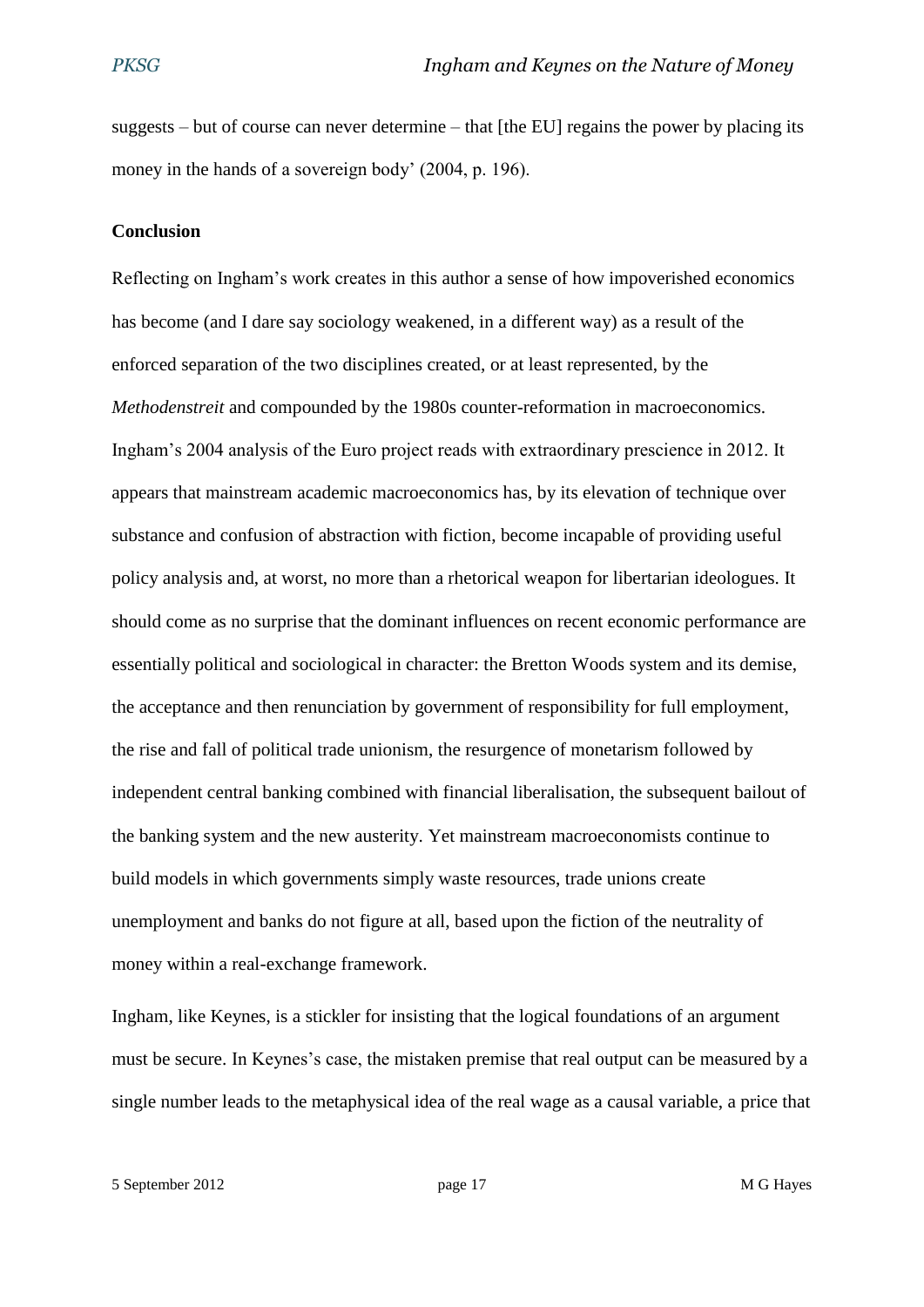suggests – but of course can never determine – that [the EU] regains the power by placing its money in the hands of a sovereign body' (2004, p. 196).

**Conclusion**

Reflecting on Ingham's work creates in this author a sense of how impoverished economics has become (and I dare say sociology weakened, in a different way) as a result of the enforced separation of the two disciplines created, or at least represented, by the *Methodenstreit* and compounded by the 1980s counter-reformation in macroeconomics. Ingham's 2004 analysis of the Euro project reads with extraordinary prescience in 2012. It appears that mainstream academic macroeconomics has, by its elevation of technique over substance and confusion of abstraction with fiction, become incapable of providing useful policy analysis and, at worst, no more than a rhetorical weapon for libertarian ideologues. It should come as no surprise that the dominant influences on recent economic performance are essentially political and sociological in character: the Bretton Woods system and its demise, the acceptance and then renunciation by government of responsibility for full employment, the rise and fall of political trade unionism, the resurgence of monetarism followed by independent central banking combined with financial liberalisation, the subsequent bailout of the banking system and the new austerity. Yet mainstream macroeconomists continue to build models in which governments simply waste resources, trade unions create unemployment and banks do not figure at all, based upon the fiction of the neutrality of money within a real-exchange framework.

Ingham, like Keynes, is a stickler for insisting that the logical foundations of an argument must be secure. In Keynes's case, the mistaken premise that real output can be measured by a single number leads to the metaphysical idea of the real wage as a causal variable, a price that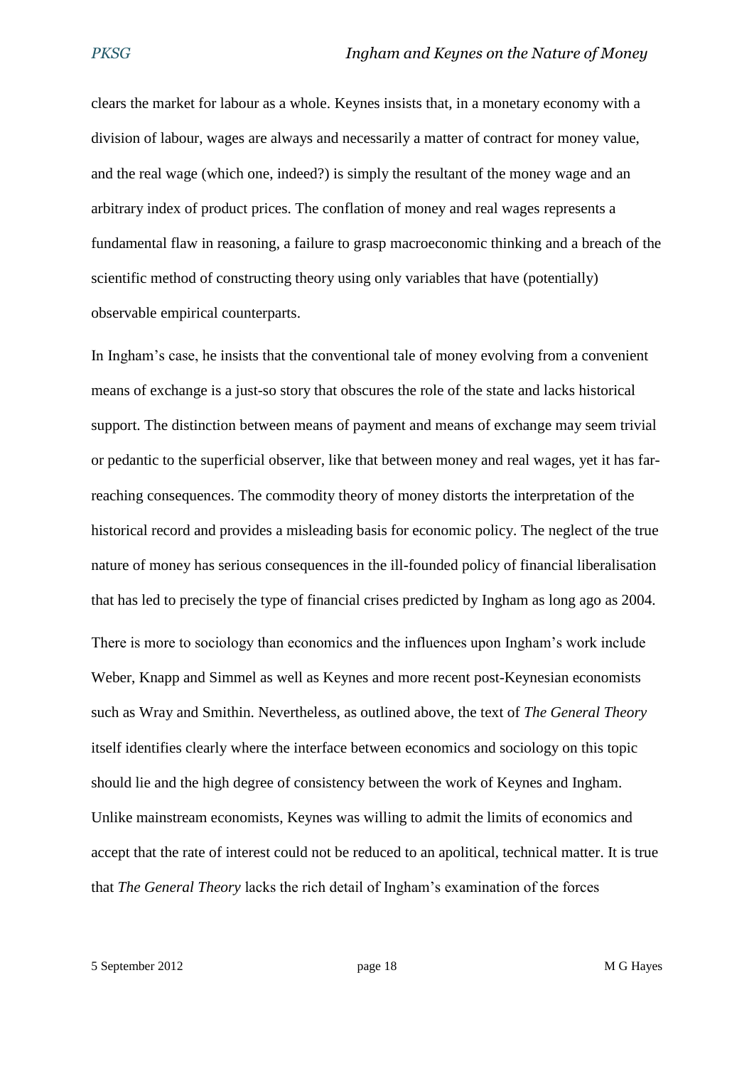clears the market for labour as a whole. Keynes insists that, in a monetary economy with a division of labour, wages are always and necessarily a matter of contract for money value, and the real wage (which one, indeed?) is simply the resultant of the money wage and an arbitrary index of product prices. The conflation of money and real wages represents a fundamental flaw in reasoning, a failure to grasp macroeconomic thinking and a breach of the scientific method of constructing theory using only variables that have (potentially) observable empirical counterparts.

In Ingham's case, he insists that the conventional tale of money evolving from a convenient means of exchange is a just-so story that obscures the role of the state and lacks historical support. The distinction between means of payment and means of exchange may seem trivial or pedantic to the superficial observer, like that between money and real wages, yet it has far-reaching consequences. The commodity theory of money distorts the interpretation of the historical record and provides a misleading basis for economic policy. The neglect of the true nature of money has serious consequences in the ill-founded policy of financial liberalisation that has led to precisely the type of financial crises predicted by Ingham as long ago as 2004.

There is more to sociology than economics and the influences upon Ingham's work include Weber, Knapp and Simmel as well as Keynes and more recent post-Keynesian economists such as Wray and Smithin. Nevertheless, as outlined above, the text of *The General Theory* itself identifies clearly where the interface between economics and sociology on this topic should lie and the high degree of consistency between the work of Keynes and Ingham. Unlike mainstream economists, Keynes was willing to admit the limits of economics and accept that the rate of interest could not be reduced to an apolitical, technical matter. It is true that *The General Theory* lacks the rich detail of Ingham's examination of the forces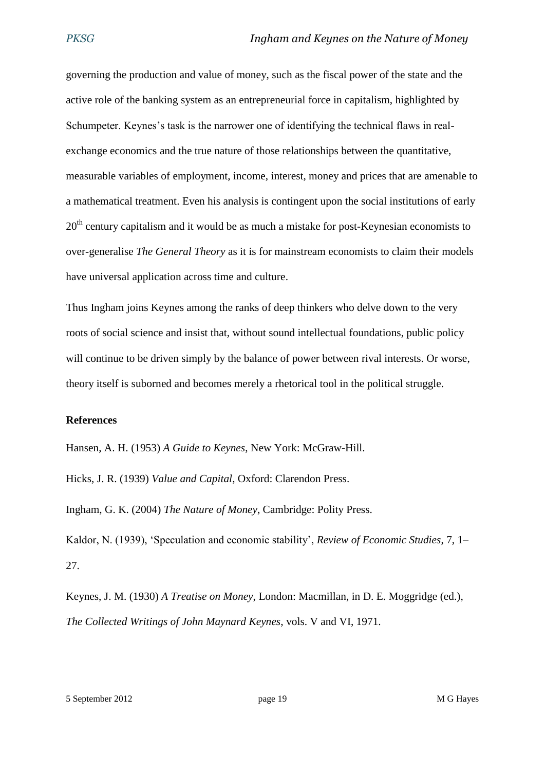governing the production and value of money, such as the fiscal power of the state and the active role of the banking system as an entrepreneurial force in capitalism, highlighted by Schumpeter. Keynes's task is the narrower one of identifying the technical flaws in real-exchange economics and the true nature of those relationships between the quantitative, measurable variables of employment, income, interest, money and prices that are amenable to a mathematical treatment. Even his analysis is contingent upon the social institutions of early 20th century capitalism and it would be as much a mistake for post-Keynesian economists to over-generalise *The General Theory* as it is for mainstream economists to claim their models have universal application across time and culture.

Thus Ingham joins Keynes among the ranks of deep thinkers who delve down to the very roots of social science and insist that, without sound intellectual foundations, public policy will continue to be driven simply by the balance of power between rival interests. Or worse, theory itself is suborned and becomes merely a rhetorical tool in the political struggle.

**References**

Hansen, A. H. (1953) *A Guide to Keynes*, New York: McGraw-Hill.

Hicks, J. R. (1939) *Value and Capital*, Oxford: Clarendon Press.

Ingham, G. K. (2004) *The Nature of Money*, Cambridge: Polity Press.

Kaldor, N. (1939), 'Speculation and economic stability', *Review of Economic Studies*, 7, 1–27.

Keynes, J. M. (1930) *A Treatise on Money*, London: Macmillan, in D. E. Moggridge (ed.), *The Collected Writings of John Maynard Keynes*, vols. V and VI, 1971.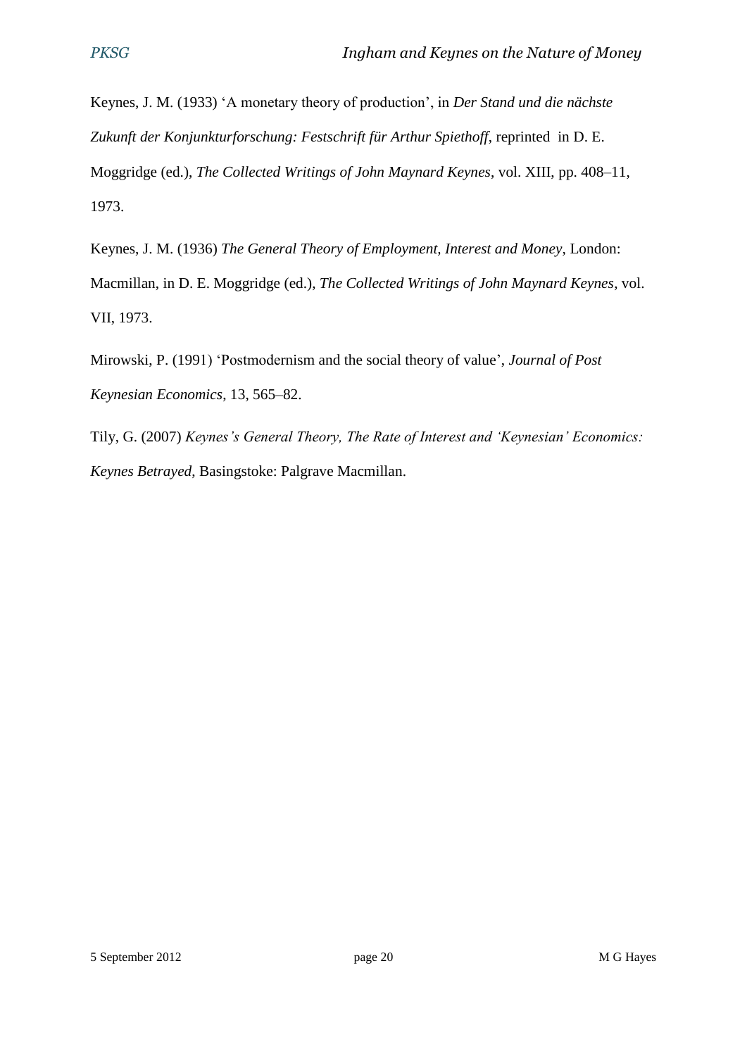Keynes, J. M. (1933) ‘A monetary theory of production’, in *Der Stand und die nächste Zukunft der Konjunkturforschung: Festschrift für Arthur Spiethoff*, reprinted in D. E. Moggridge (ed.), *The Collected Writings of John Maynard Keynes*, vol. XIII, pp. 408–11, 1973.

Keynes, J. M. (1936) *The General Theory of Employment, Interest and Money*, London: Macmillan, in D. E. Moggridge (ed.), *The Collected Writings of John Maynard Keynes*, vol. VII, 1973.

Mirowski, P. (1991) ‘Postmodernism and the social theory of value’, *Journal of Post Keynesian Economics*, 13, 565–82.

Tily, G. (2007) *Keynes’s General Theory, The Rate of Interest and ‘Keynesian’ Economics: Keynes Betrayed*, Basingstoke: Palgrave Macmillan.